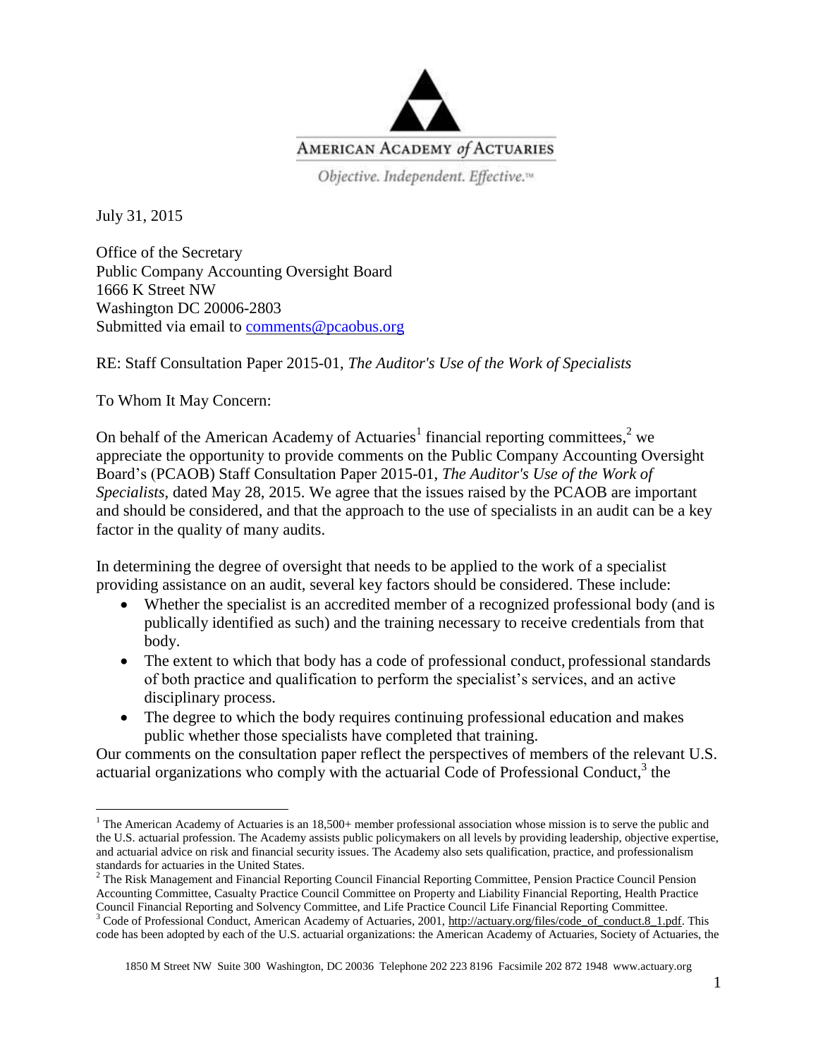AMERICAN ACADEMY *of* ACTUARIES

*Objective. Independent. Effective.*™

July 31, 2015

Office of the Secretary
Public Company Accounting Oversight Board
1666 K Street NW
Washington DC 20006-2803
Submitted via email to comments@pcaobus.org

RE: Staff Consultation Paper 2015-01, *The Auditor's Use of the Work of Specialists*

To Whom It May Concern:

On behalf of the American Academy of Actuaries[1] financial reporting committees,[2] we appreciate the opportunity to provide comments on the Public Company Accounting Oversight Board's (PCAOB) Staff Consultation Paper 2015-01, *The Auditor's Use of the Work of Specialists*, dated May 28, 2015. We agree that the issues raised by the PCAOB are important and should be considered, and that the approach to the use of specialists in an audit can be a key factor in the quality of many audits.

In determining the degree of oversight that needs to be applied to the work of a specialist providing assistance on an audit, several key factors should be considered. These include:

- Whether the specialist is an accredited member of a recognized professional body (and is publically identified as such) and the training necessary to receive credentials from that body.
- The extent to which that body has a code of professional conduct, professional standards of both practice and qualification to perform the specialist's services, and an active disciplinary process.
- The degree to which the body requires continuing professional education and makes public whether those specialists have completed that training.

Our comments on the consultation paper reflect the perspectives of members of the relevant U.S. actuarial organizations who comply with the actuarial Code of Professional Conduct,[3] the

---

[1] The American Academy of Actuaries is an 18,500+ member professional association whose mission is to serve the public and the U.S. actuarial profession. The Academy assists public policymakers on all levels by providing leadership, objective expertise, and actuarial advice on risk and financial security issues. The Academy also sets qualification, practice, and professionalism standards for actuaries in the United States.

[2] The Risk Management and Financial Reporting Council Financial Reporting Committee, Pension Practice Council Pension Accounting Committee, Casualty Practice Council Committee on Property and Liability Financial Reporting, Health Practice Council Financial Reporting and Solvency Committee, and Life Practice Council Life Financial Reporting Committee.

[3] Code of Professional Conduct, American Academy of Actuaries, 2001, http://actuary.org/files/code_of_conduct.8_1.pdf. This code has been adopted by each of the U.S. actuarial organizations: the American Academy of Actuaries, Society of Actuaries, the

1850 M Street NW Suite 300 Washington, DC 20036 Telephone 202 223 8196 Facsimile 202 872 1948 www.actuary.org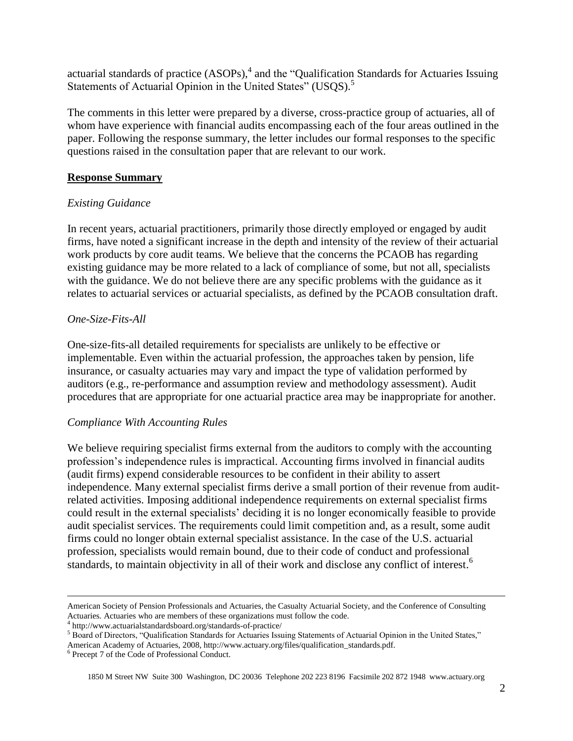actuarial standards of practice (ASOPs),[4] and the "Qualification Standards for Actuaries Issuing Statements of Actuarial Opinion in the United States" (USQS).[5]

The comments in this letter were prepared by a diverse, cross-practice group of actuaries, all of whom have experience with financial audits encompassing each of the four areas outlined in the paper. Following the response summary, the letter includes our formal responses to the specific questions raised in the consultation paper that are relevant to our work.

**Response Summary**

*Existing Guidance*

In recent years, actuarial practitioners, primarily those directly employed or engaged by audit firms, have noted a significant increase in the depth and intensity of the review of their actuarial work products by core audit teams. We believe that the concerns the PCAOB has regarding existing guidance may be more related to a lack of compliance of some, but not all, specialists with the guidance. We do not believe there are any specific problems with the guidance as it relates to actuarial services or actuarial specialists, as defined by the PCAOB consultation draft.

*One-Size-Fits-All*

One-size-fits-all detailed requirements for specialists are unlikely to be effective or implementable. Even within the actuarial profession, the approaches taken by pension, life insurance, or casualty actuaries may vary and impact the type of validation performed by auditors (e.g., re-performance and assumption review and methodology assessment). Audit procedures that are appropriate for one actuarial practice area may be inappropriate for another.

*Compliance With Accounting Rules*

We believe requiring specialist firms external from the auditors to comply with the accounting profession's independence rules is impractical. Accounting firms involved in financial audits (audit firms) expend considerable resources to be confident in their ability to assert independence. Many external specialist firms derive a small portion of their revenue from audit-related activities. Imposing additional independence requirements on external specialist firms could result in the external specialists' deciding it is no longer economically feasible to provide audit specialist services. The requirements could limit competition and, as a result, some audit firms could no longer obtain external specialist assistance. In the case of the U.S. actuarial profession, specialists would remain bound, due to their code of conduct and professional standards, to maintain objectivity in all of their work and disclose any conflict of interest.[6]

---

American Society of Pension Professionals and Actuaries, the Casualty Actuarial Society, and the Conference of Consulting Actuaries. Actuaries who are members of these organizations must follow the code.

[4] http://www.actuarialstandardsboard.org/standards-of-practice/

[5] Board of Directors, "Qualification Standards for Actuaries Issuing Statements of Actuarial Opinion in the United States," American Academy of Actuaries, 2008, http://www.actuary.org/files/qualification_standards.pdf.

[6] Precept 7 of the Code of Professional Conduct.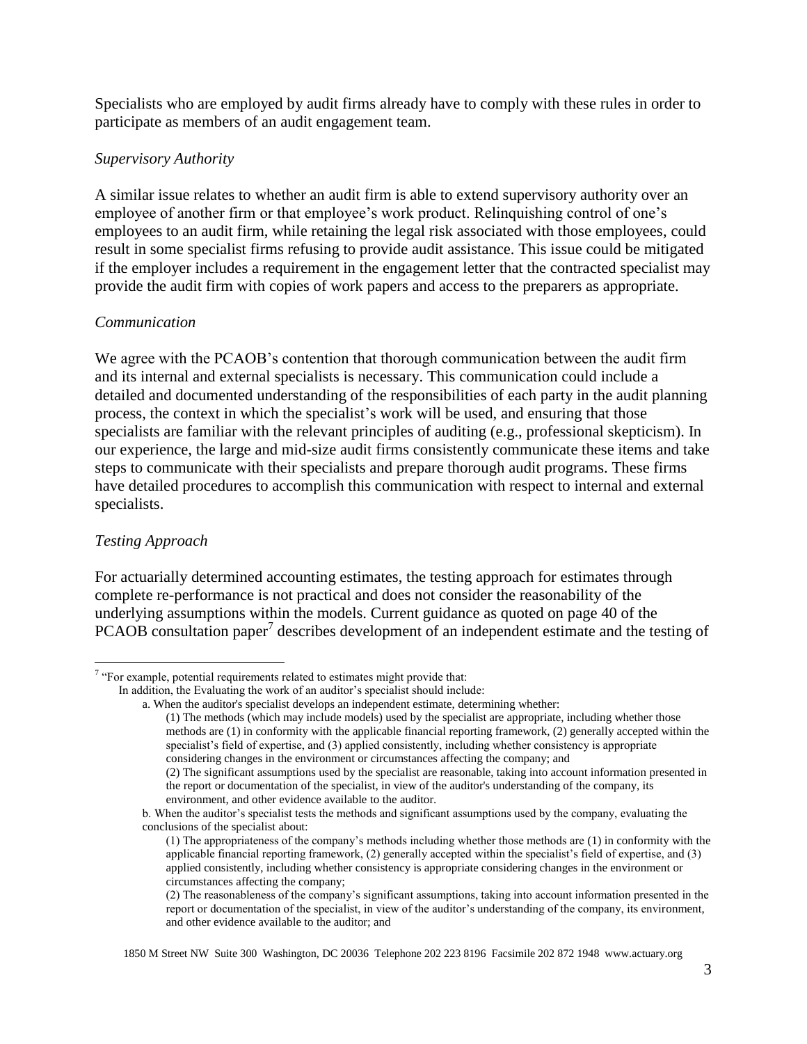Specialists who are employed by audit firms already have to comply with these rules in order to participate as members of an audit engagement team.

*Supervisory Authority*

A similar issue relates to whether an audit firm is able to extend supervisory authority over an employee of another firm or that employee's work product. Relinquishing control of one's employees to an audit firm, while retaining the legal risk associated with those employees, could result in some specialist firms refusing to provide audit assistance. This issue could be mitigated if the employer includes a requirement in the engagement letter that the contracted specialist may provide the audit firm with copies of work papers and access to the preparers as appropriate.

*Communication*

We agree with the PCAOB's contention that thorough communication between the audit firm and its internal and external specialists is necessary. This communication could include a detailed and documented understanding of the responsibilities of each party in the audit planning process, the context in which the specialist's work will be used, and ensuring that those specialists are familiar with the relevant principles of auditing (e.g., professional skepticism). In our experience, the large and mid-size audit firms consistently communicate these items and take steps to communicate with their specialists and prepare thorough audit programs. These firms have detailed procedures to accomplish this communication with respect to internal and external specialists.

*Testing Approach*

For actuarially determined accounting estimates, the testing approach for estimates through complete re-performance is not practical and does not consider the reasonability of the underlying assumptions within the models. Current guidance as quoted on page 40 of the PCAOB consultation paper[7] describes development of an independent estimate and the testing of

---

[7] "For example, potential requirements related to estimates might provide that:

In addition, the Evaluating the work of an auditor's specialist should include:

a. When the auditor's specialist develops an independent estimate, determining whether:

(1) The methods (which may include models) used by the specialist are appropriate, including whether those methods are (1) in conformity with the applicable financial reporting framework, (2) generally accepted within the specialist's field of expertise, and (3) applied consistently, including whether consistency is appropriate considering changes in the environment or circumstances affecting the company; and

(2) The significant assumptions used by the specialist are reasonable, taking into account information presented in the report or documentation of the specialist, in view of the auditor's understanding of the company, its environment, and other evidence available to the auditor.

b. When the auditor's specialist tests the methods and significant assumptions used by the company, evaluating the conclusions of the specialist about:

(1) The appropriateness of the company's methods including whether those methods are (1) in conformity with the applicable financial reporting framework, (2) generally accepted within the specialist's field of expertise, and (3) applied consistently, including whether consistency is appropriate considering changes in the environment or circumstances affecting the company;

(2) The reasonableness of the company's significant assumptions, taking into account information presented in the report or documentation of the specialist, in view of the auditor's understanding of the company, its environment, and other evidence available to the auditor; and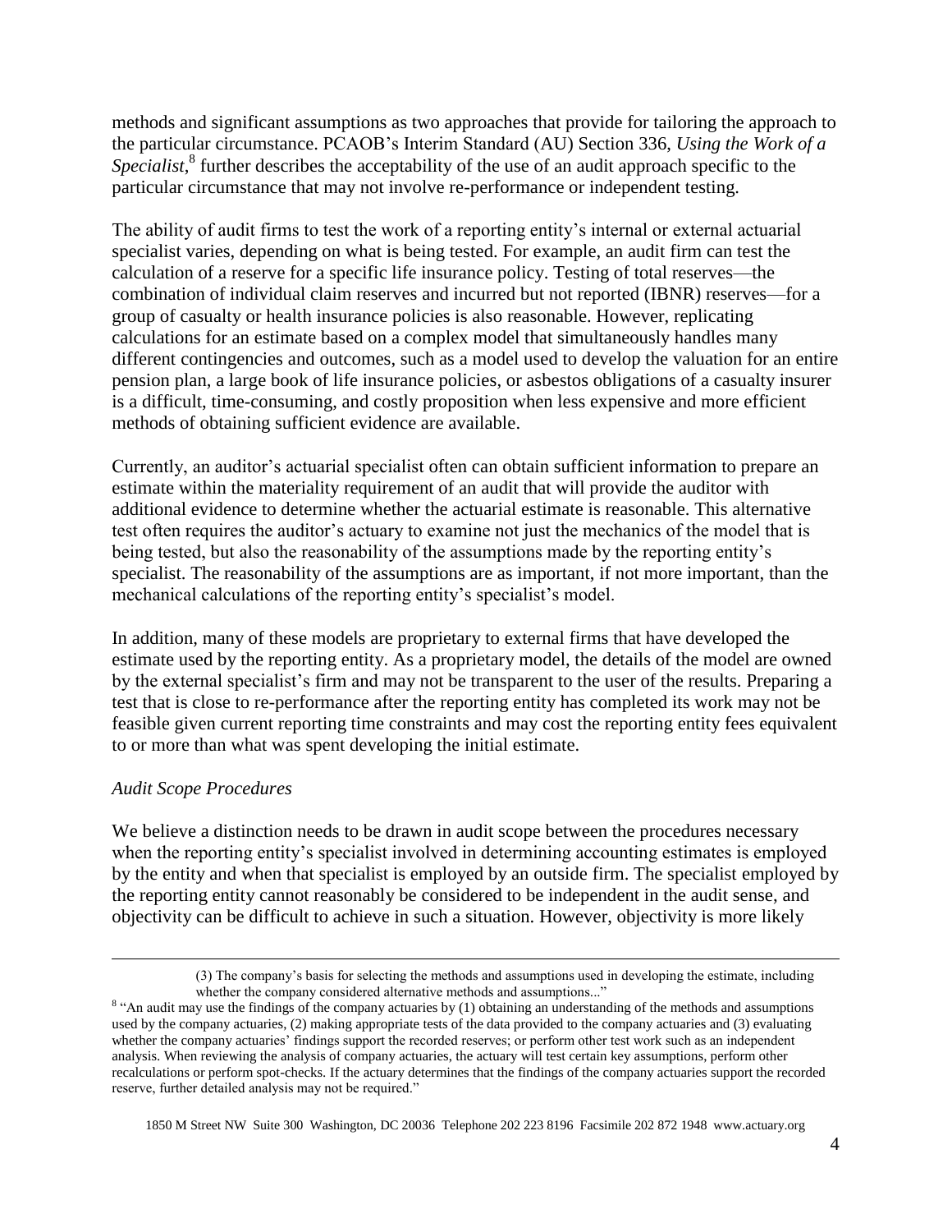methods and significant assumptions as two approaches that provide for tailoring the approach to the particular circumstance. PCAOB's Interim Standard (AU) Section 336, *Using the Work of a Specialist*,[8] further describes the acceptability of the use of an audit approach specific to the particular circumstance that may not involve re-performance or independent testing.

The ability of audit firms to test the work of a reporting entity's internal or external actuarial specialist varies, depending on what is being tested. For example, an audit firm can test the calculation of a reserve for a specific life insurance policy. Testing of total reserves—the combination of individual claim reserves and incurred but not reported (IBNR) reserves—for a group of casualty or health insurance policies is also reasonable. However, replicating calculations for an estimate based on a complex model that simultaneously handles many different contingencies and outcomes, such as a model used to develop the valuation for an entire pension plan, a large book of life insurance policies, or asbestos obligations of a casualty insurer is a difficult, time-consuming, and costly proposition when less expensive and more efficient methods of obtaining sufficient evidence are available.

Currently, an auditor's actuarial specialist often can obtain sufficient information to prepare an estimate within the materiality requirement of an audit that will provide the auditor with additional evidence to determine whether the actuarial estimate is reasonable. This alternative test often requires the auditor's actuary to examine not just the mechanics of the model that is being tested, but also the reasonability of the assumptions made by the reporting entity's specialist. The reasonability of the assumptions are as important, if not more important, than the mechanical calculations of the reporting entity's specialist's model.

In addition, many of these models are proprietary to external firms that have developed the estimate used by the reporting entity. As a proprietary model, the details of the model are owned by the external specialist's firm and may not be transparent to the user of the results. Preparing a test that is close to re-performance after the reporting entity has completed its work may not be feasible given current reporting time constraints and may cost the reporting entity fees equivalent to or more than what was spent developing the initial estimate.

*Audit Scope Procedures*

We believe a distinction needs to be drawn in audit scope between the procedures necessary when the reporting entity's specialist involved in determining accounting estimates is employed by the entity and when that specialist is employed by an outside firm. The specialist employed by the reporting entity cannot reasonably be considered to be independent in the audit sense, and objectivity can be difficult to achieve in such a situation. However, objectivity is more likely

---

(3) The company's basis for selecting the methods and assumptions used in developing the estimate, including whether the company considered alternative methods and assumptions..."

[8] "An audit may use the findings of the company actuaries by (1) obtaining an understanding of the methods and assumptions used by the company actuaries, (2) making appropriate tests of the data provided to the company actuaries and (3) evaluating whether the company actuaries' findings support the recorded reserves; or perform other test work such as an independent analysis. When reviewing the analysis of company actuaries, the actuary will test certain key assumptions, perform other recalculations or perform spot-checks. If the actuary determines that the findings of the company actuaries support the recorded reserve, further detailed analysis may not be required."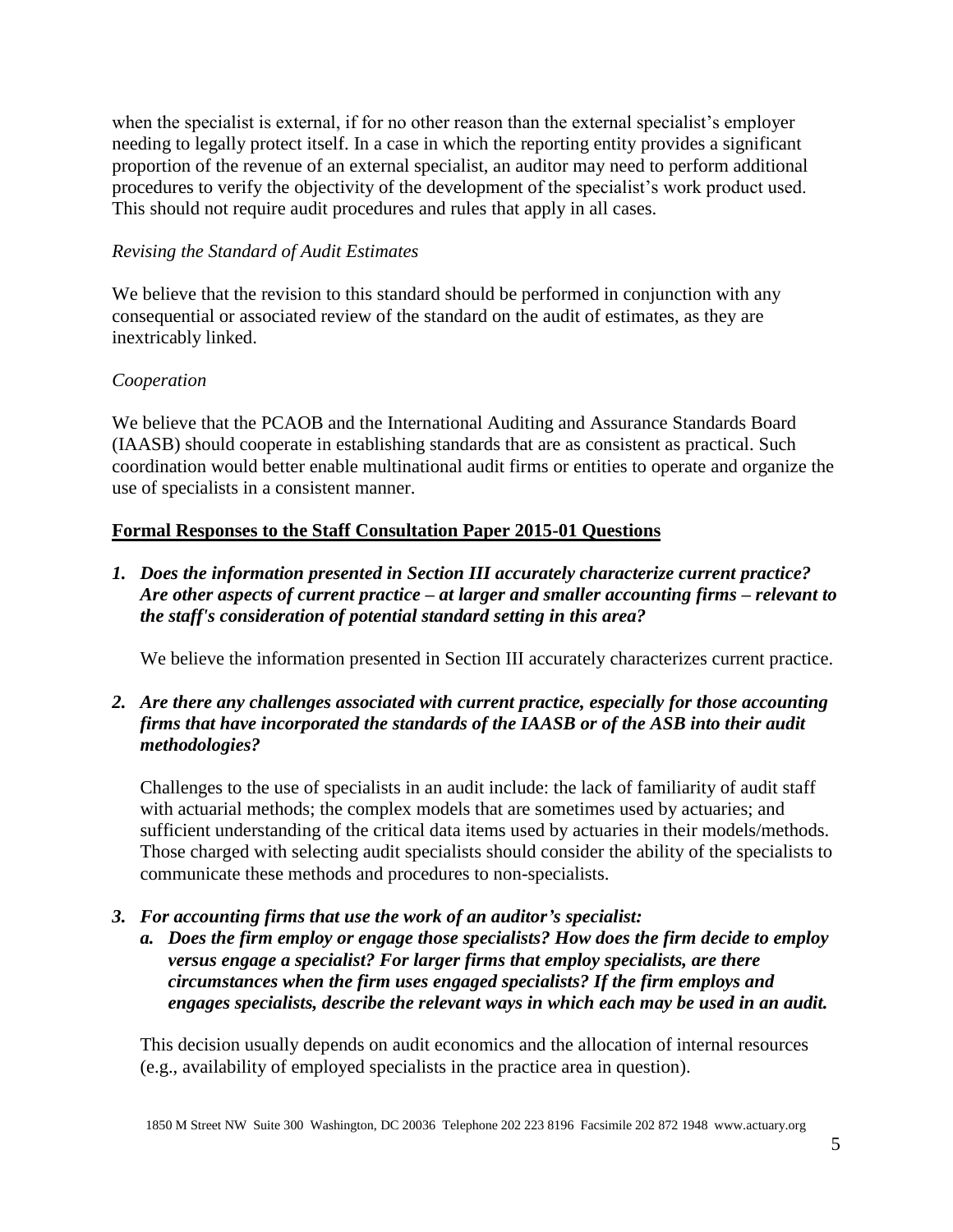when the specialist is external, if for no other reason than the external specialist's employer needing to legally protect itself. In a case in which the reporting entity provides a significant proportion of the revenue of an external specialist, an auditor may need to perform additional procedures to verify the objectivity of the development of the specialist's work product used. This should not require audit procedures and rules that apply in all cases.

*Revising the Standard of Audit Estimates*

We believe that the revision to this standard should be performed in conjunction with any consequential or associated review of the standard on the audit of estimates, as they are inextricably linked.

*Cooperation*

We believe that the PCAOB and the International Auditing and Assurance Standards Board (IAASB) should cooperate in establishing standards that are as consistent as practical. Such coordination would better enable multinational audit firms or entities to operate and organize the use of specialists in a consistent manner.

**Formal Responses to the Staff Consultation Paper 2015-01 Questions**

1. ***Does the information presented in Section III accurately characterize current practice? Are other aspects of current practice – at larger and smaller accounting firms – relevant to the staff's consideration of potential standard setting in this area?***

   We believe the information presented in Section III accurately characterizes current practice.

2. ***Are there any challenges associated with current practice, especially for those accounting firms that have incorporated the standards of the IAASB or of the ASB into their audit methodologies?***

   Challenges to the use of specialists in an audit include: the lack of familiarity of audit staff with actuarial methods; the complex models that are sometimes used by actuaries; and sufficient understanding of the critical data items used by actuaries in their models/methods. Those charged with selecting audit specialists should consider the ability of the specialists to communicate these methods and procedures to non-specialists.

3. ***For accounting firms that use the work of an auditor's specialist:***
   a. ***Does the firm employ or engage those specialists? How does the firm decide to employ versus engage a specialist? For larger firms that employ specialists, are there circumstances when the firm uses engaged specialists? If the firm employs and engages specialists, describe the relevant ways in which each may be used in an audit.***

   This decision usually depends on audit economics and the allocation of internal resources (e.g., availability of employed specialists in the practice area in question).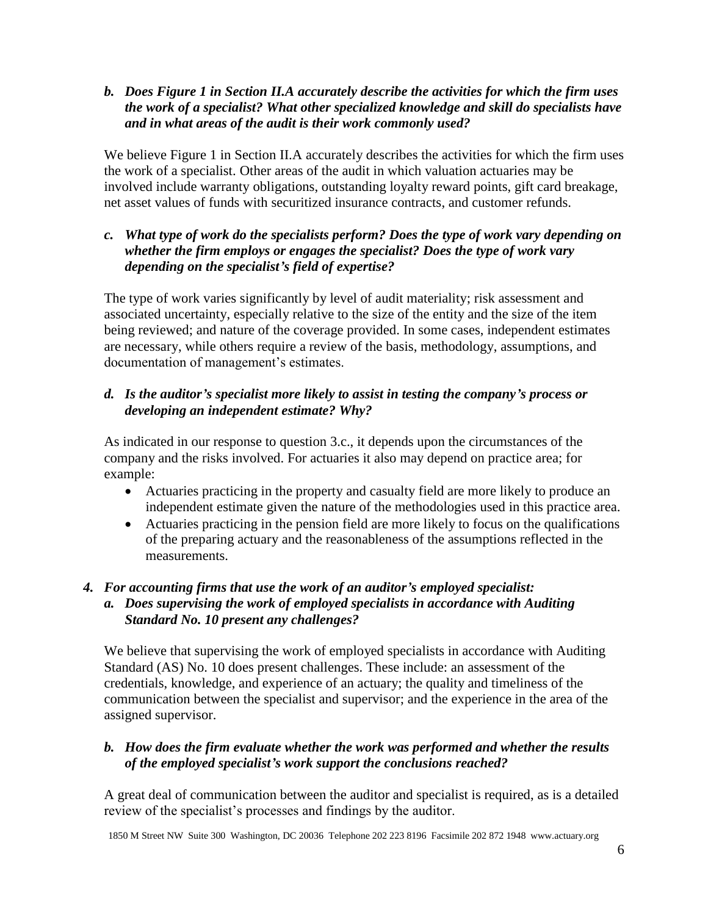***b. Does Figure 1 in Section II.A accurately describe the activities for which the firm uses the work of a specialist? What other specialized knowledge and skill do specialists have and in what areas of the audit is their work commonly used?***

We believe Figure 1 in Section II.A accurately describes the activities for which the firm uses the work of a specialist. Other areas of the audit in which valuation actuaries may be involved include warranty obligations, outstanding loyalty reward points, gift card breakage, net asset values of funds with securitized insurance contracts, and customer refunds.

***c. What type of work do the specialists perform? Does the type of work vary depending on whether the firm employs or engages the specialist? Does the type of work vary depending on the specialist's field of expertise?***

The type of work varies significantly by level of audit materiality; risk assessment and associated uncertainty, especially relative to the size of the entity and the size of the item being reviewed; and nature of the coverage provided. In some cases, independent estimates are necessary, while others require a review of the basis, methodology, assumptions, and documentation of management's estimates.

***d. Is the auditor's specialist more likely to assist in testing the company's process or developing an independent estimate? Why?***

As indicated in our response to question 3.c., it depends upon the circumstances of the company and the risks involved. For actuaries it also may depend on practice area; for example:

- Actuaries practicing in the property and casualty field are more likely to produce an independent estimate given the nature of the methodologies used in this practice area.
- Actuaries practicing in the pension field are more likely to focus on the qualifications of the preparing actuary and the reasonableness of the assumptions reflected in the measurements.

***4. For accounting firms that use the work of an auditor's employed specialist:***

***a. Does supervising the work of employed specialists in accordance with Auditing Standard No. 10 present any challenges?***

We believe that supervising the work of employed specialists in accordance with Auditing Standard (AS) No. 10 does present challenges. These include: an assessment of the credentials, knowledge, and experience of an actuary; the quality and timeliness of the communication between the specialist and supervisor; and the experience in the area of the assigned supervisor.

***b. How does the firm evaluate whether the work was performed and whether the results of the employed specialist's work support the conclusions reached?***

A great deal of communication between the auditor and specialist is required, as is a detailed review of the specialist's processes and findings by the auditor.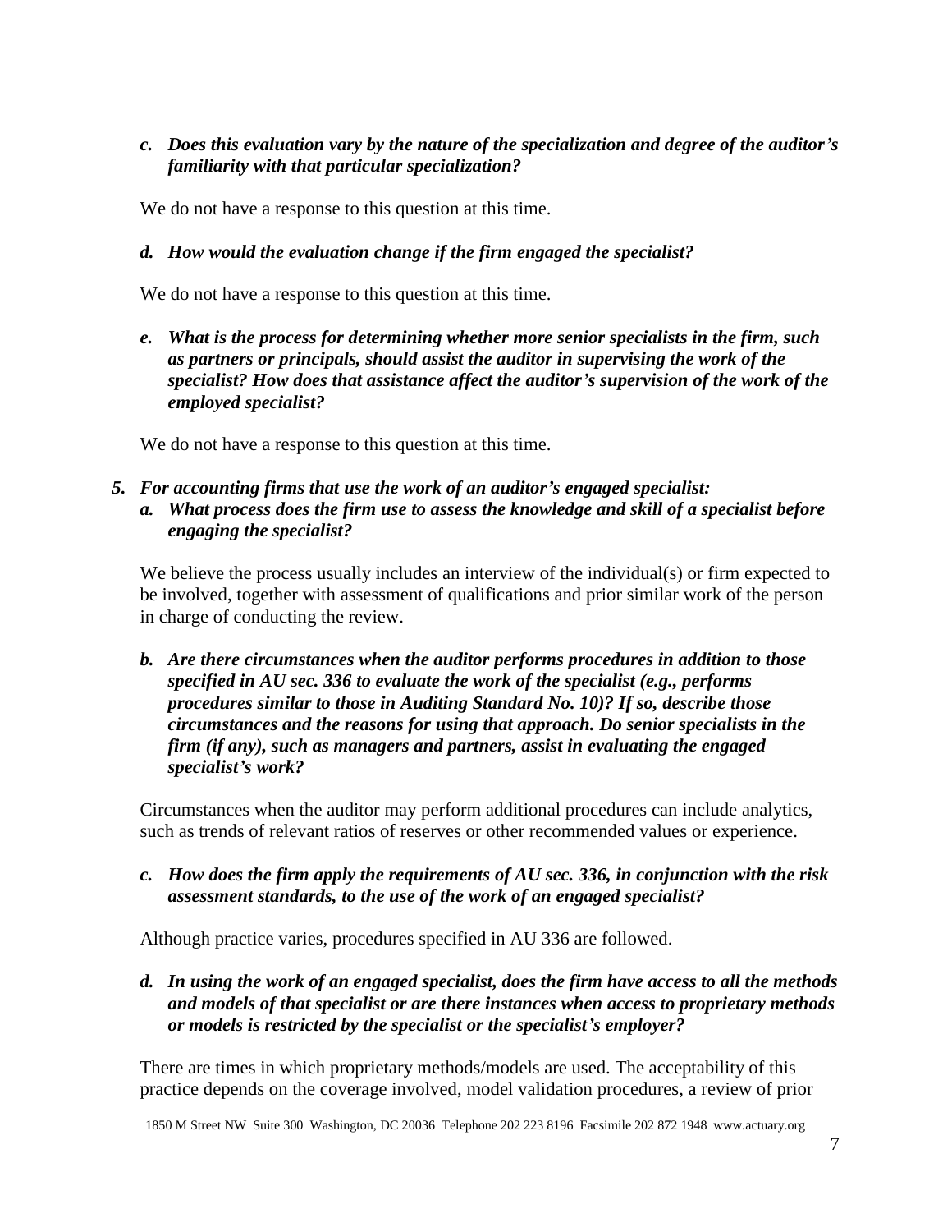*c. **Does this evaluation vary by the nature of the specialization and degree of the auditor's familiarity with that particular specialization?***

We do not have a response to this question at this time.

*d. **How would the evaluation change if the firm engaged the specialist?***

We do not have a response to this question at this time.

*e. **What is the process for determining whether more senior specialists in the firm, such as partners or principals, should assist the auditor in supervising the work of the specialist? How does that assistance affect the auditor's supervision of the work of the employed specialist?***

We do not have a response to this question at this time.

*5. **For accounting firms that use the work of an auditor's engaged specialist:***

*a. **What process does the firm use to assess the knowledge and skill of a specialist before engaging the specialist?***

We believe the process usually includes an interview of the individual(s) or firm expected to be involved, together with assessment of qualifications and prior similar work of the person in charge of conducting the review.

*b. **Are there circumstances when the auditor performs procedures in addition to those specified in AU sec. 336 to evaluate the work of the specialist (e.g., performs procedures similar to those in Auditing Standard No. 10)? If so, describe those circumstances and the reasons for using that approach. Do senior specialists in the firm (if any), such as managers and partners, assist in evaluating the engaged specialist's work?***

Circumstances when the auditor may perform additional procedures can include analytics, such as trends of relevant ratios of reserves or other recommended values or experience.

*c. **How does the firm apply the requirements of AU sec. 336, in conjunction with the risk assessment standards, to the use of the work of an engaged specialist?***

Although practice varies, procedures specified in AU 336 are followed.

*d. **In using the work of an engaged specialist, does the firm have access to all the methods and models of that specialist or are there instances when access to proprietary methods or models is restricted by the specialist or the specialist's employer?***

There are times in which proprietary methods/models are used. The acceptability of this practice depends on the coverage involved, model validation procedures, a review of prior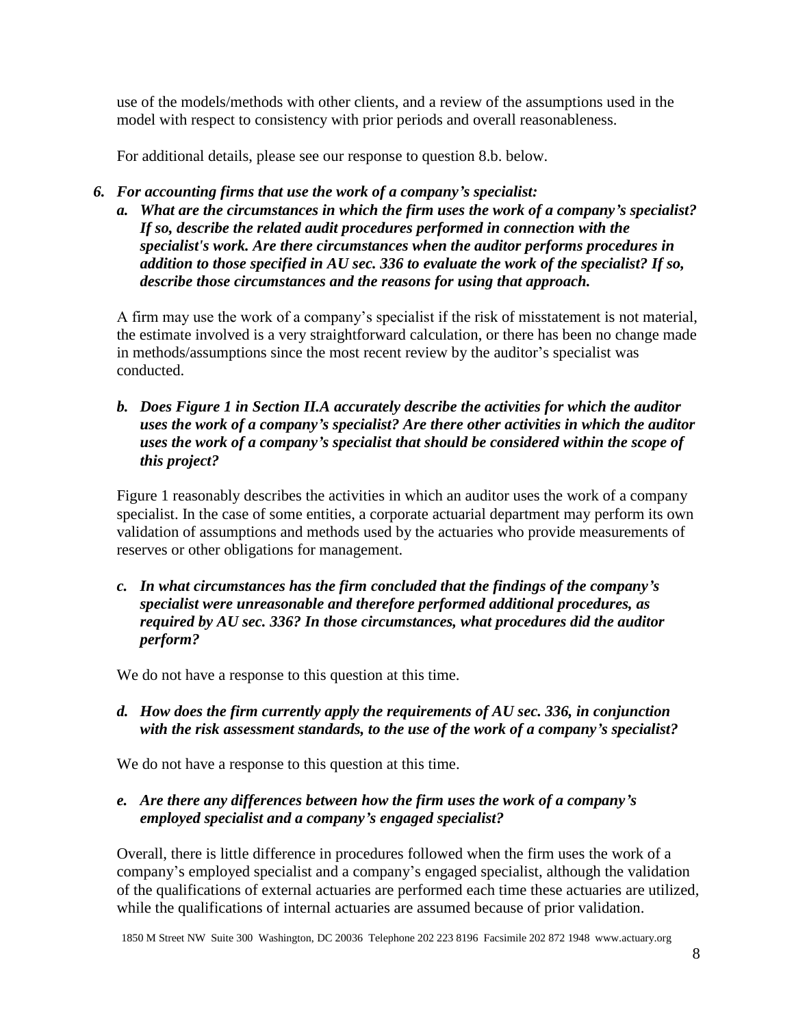use of the models/methods with other clients, and a review of the assumptions used in the model with respect to consistency with prior periods and overall reasonableness.

For additional details, please see our response to question 8.b. below.

6. ***For accounting firms that use the work of a company's specialist:***

   a. ***What are the circumstances in which the firm uses the work of a company's specialist? If so, describe the related audit procedures performed in connection with the specialist's work. Are there circumstances when the auditor performs procedures in addition to those specified in AU sec. 336 to evaluate the work of the specialist? If so, describe those circumstances and the reasons for using that approach.***

   A firm may use the work of a company's specialist if the risk of misstatement is not material, the estimate involved is a very straightforward calculation, or there has been no change made in methods/assumptions since the most recent review by the auditor's specialist was conducted.

   b. ***Does Figure 1 in Section II.A accurately describe the activities for which the auditor uses the work of a company's specialist? Are there other activities in which the auditor uses the work of a company's specialist that should be considered within the scope of this project?***

   Figure 1 reasonably describes the activities in which an auditor uses the work of a company specialist. In the case of some entities, a corporate actuarial department may perform its own validation of assumptions and methods used by the actuaries who provide measurements of reserves or other obligations for management.

   c. ***In what circumstances has the firm concluded that the findings of the company's specialist were unreasonable and therefore performed additional procedures, as required by AU sec. 336? In those circumstances, what procedures did the auditor perform?***

   We do not have a response to this question at this time.

   d. ***How does the firm currently apply the requirements of AU sec. 336, in conjunction with the risk assessment standards, to the use of the work of a company's specialist?***

   We do not have a response to this question at this time.

   e. ***Are there any differences between how the firm uses the work of a company's employed specialist and a company's engaged specialist?***

   Overall, there is little difference in procedures followed when the firm uses the work of a company's employed specialist and a company's engaged specialist, although the validation of the qualifications of external actuaries are performed each time these actuaries are utilized, while the qualifications of internal actuaries are assumed because of prior validation.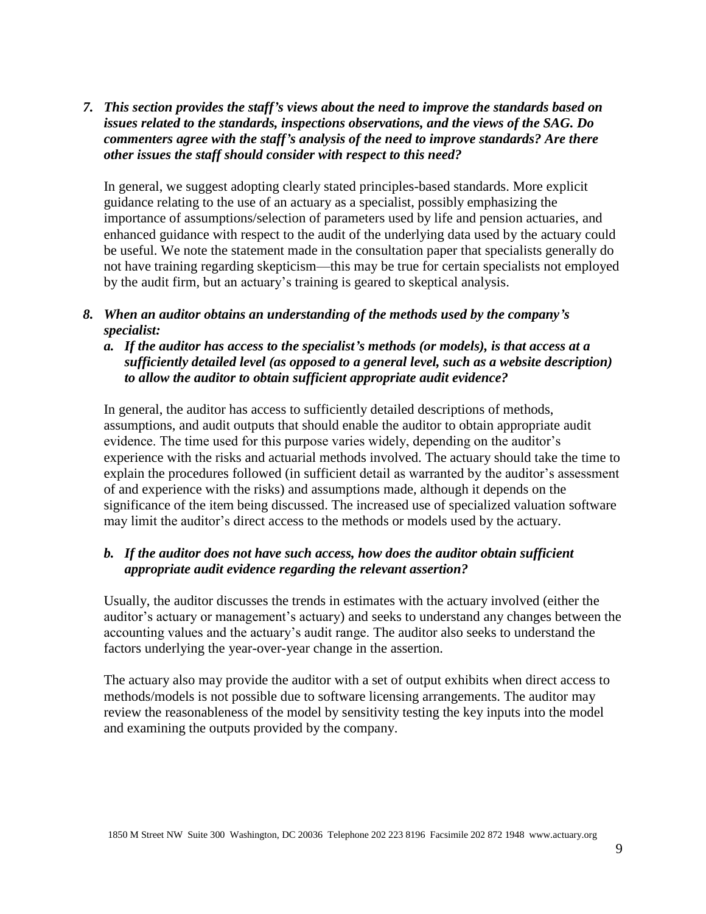*7. **This section provides the staff's views about the need to improve the standards based on issues related to the standards, inspections observations, and the views of the SAG. Do commenters agree with the staff's analysis of the need to improve standards? Are there other issues the staff should consider with respect to this need?***

In general, we suggest adopting clearly stated principles-based standards. More explicit guidance relating to the use of an actuary as a specialist, possibly emphasizing the importance of assumptions/selection of parameters used by life and pension actuaries, and enhanced guidance with respect to the audit of the underlying data used by the actuary could be useful. We note the statement made in the consultation paper that specialists generally do not have training regarding skepticism—this may be true for certain specialists not employed by the audit firm, but an actuary's training is geared to skeptical analysis.

*8. **When an auditor obtains an understanding of the methods used by the company's specialist:***

*a. **If the auditor has access to the specialist's methods (or models), is that access at a sufficiently detailed level (as opposed to a general level, such as a website description) to allow the auditor to obtain sufficient appropriate audit evidence?***

In general, the auditor has access to sufficiently detailed descriptions of methods, assumptions, and audit outputs that should enable the auditor to obtain appropriate audit evidence. The time used for this purpose varies widely, depending on the auditor's experience with the risks and actuarial methods involved. The actuary should take the time to explain the procedures followed (in sufficient detail as warranted by the auditor's assessment of and experience with the risks) and assumptions made, although it depends on the significance of the item being discussed. The increased use of specialized valuation software may limit the auditor's direct access to the methods or models used by the actuary.

*b. **If the auditor does not have such access, how does the auditor obtain sufficient appropriate audit evidence regarding the relevant assertion?***

Usually, the auditor discusses the trends in estimates with the actuary involved (either the auditor's actuary or management's actuary) and seeks to understand any changes between the accounting values and the actuary's audit range. The auditor also seeks to understand the factors underlying the year-over-year change in the assertion.

The actuary also may provide the auditor with a set of output exhibits when direct access to methods/models is not possible due to software licensing arrangements. The auditor may review the reasonableness of the model by sensitivity testing the key inputs into the model and examining the outputs provided by the company.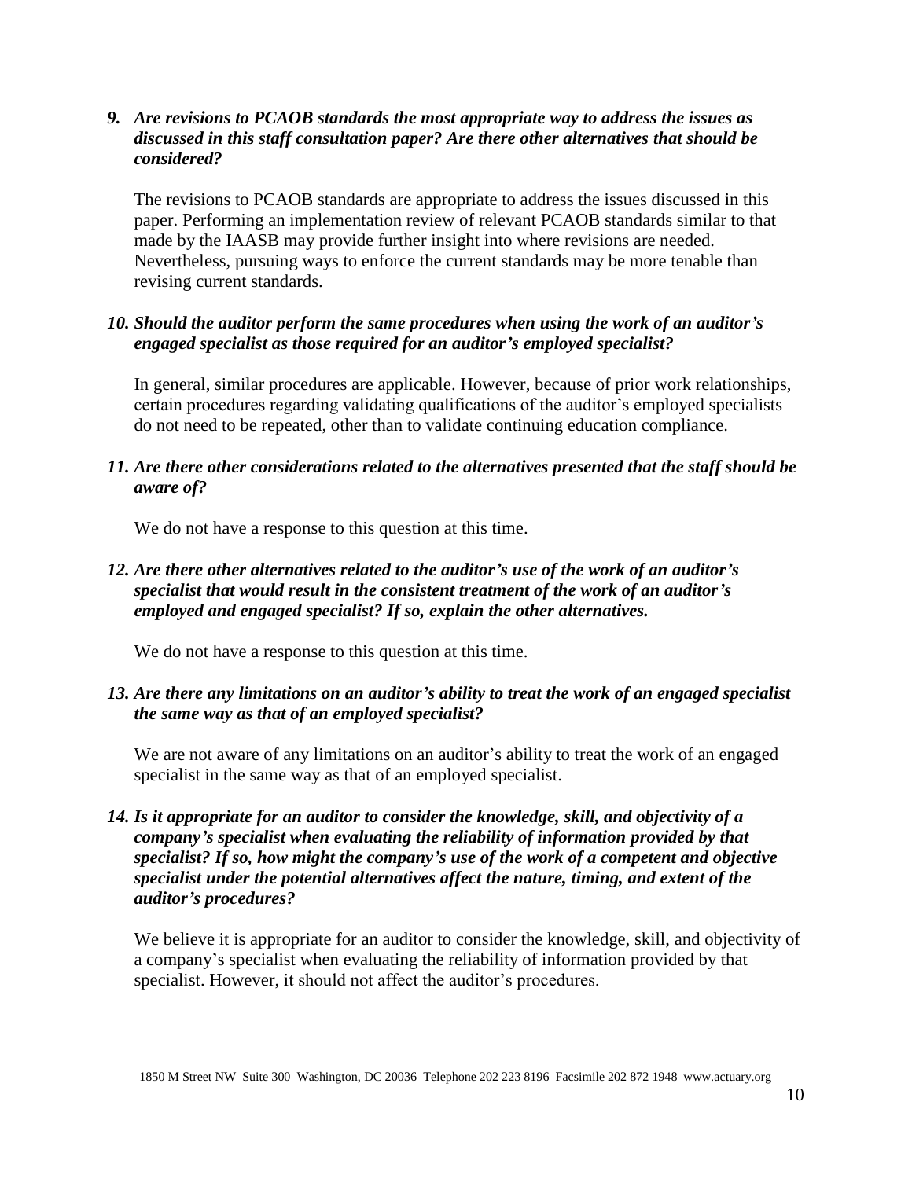*9. **Are revisions to PCAOB standards the most appropriate way to address the issues as discussed in this staff consultation paper? Are there other alternatives that should be considered?***

The revisions to PCAOB standards are appropriate to address the issues discussed in this paper. Performing an implementation review of relevant PCAOB standards similar to that made by the IAASB may provide further insight into where revisions are needed. Nevertheless, pursuing ways to enforce the current standards may be more tenable than revising current standards.

*10. **Should the auditor perform the same procedures when using the work of an auditor's engaged specialist as those required for an auditor's employed specialist?***

In general, similar procedures are applicable. However, because of prior work relationships, certain procedures regarding validating qualifications of the auditor's employed specialists do not need to be repeated, other than to validate continuing education compliance.

*11. **Are there other considerations related to the alternatives presented that the staff should be aware of?***

We do not have a response to this question at this time.

*12. **Are there other alternatives related to the auditor's use of the work of an auditor's specialist that would result in the consistent treatment of the work of an auditor's employed and engaged specialist? If so, explain the other alternatives.***

We do not have a response to this question at this time.

*13. **Are there any limitations on an auditor's ability to treat the work of an engaged specialist the same way as that of an employed specialist?***

We are not aware of any limitations on an auditor's ability to treat the work of an engaged specialist in the same way as that of an employed specialist.

*14. **Is it appropriate for an auditor to consider the knowledge, skill, and objectivity of a company's specialist when evaluating the reliability of information provided by that specialist? If so, how might the company's use of the work of a competent and objective specialist under the potential alternatives affect the nature, timing, and extent of the auditor's procedures?***

We believe it is appropriate for an auditor to consider the knowledge, skill, and objectivity of a company's specialist when evaluating the reliability of information provided by that specialist. However, it should not affect the auditor's procedures.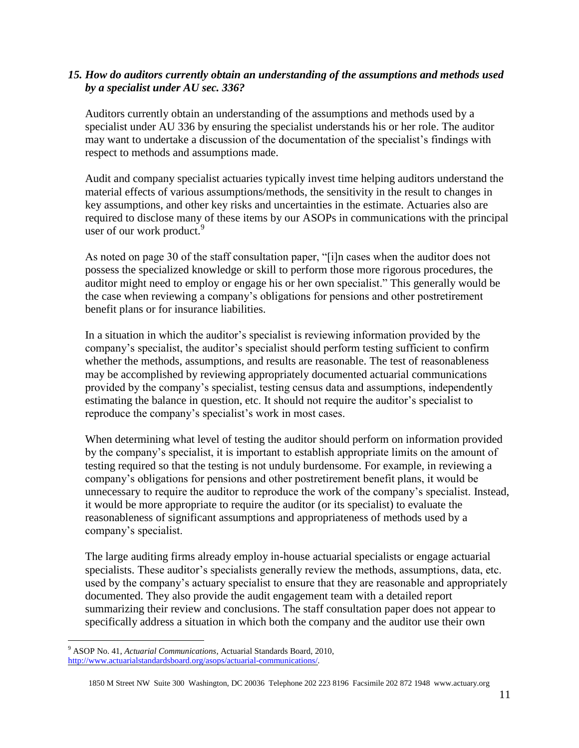### *15. How do auditors currently obtain an understanding of the assumptions and methods used by a specialist under AU sec. 336?*

Auditors currently obtain an understanding of the assumptions and methods used by a specialist under AU 336 by ensuring the specialist understands his or her role. The auditor may want to undertake a discussion of the documentation of the specialist's findings with respect to methods and assumptions made.

Audit and company specialist actuaries typically invest time helping auditors understand the material effects of various assumptions/methods, the sensitivity in the result to changes in key assumptions, and other key risks and uncertainties in the estimate. Actuaries also are required to disclose many of these items by our ASOPs in communications with the principal user of our work product.[9]

As noted on page 30 of the staff consultation paper, "[i]n cases when the auditor does not possess the specialized knowledge or skill to perform those more rigorous procedures, the auditor might need to employ or engage his or her own specialist." This generally would be the case when reviewing a company's obligations for pensions and other postretirement benefit plans or for insurance liabilities.

In a situation in which the auditor's specialist is reviewing information provided by the company's specialist, the auditor's specialist should perform testing sufficient to confirm whether the methods, assumptions, and results are reasonable. The test of reasonableness may be accomplished by reviewing appropriately documented actuarial communications provided by the company's specialist, testing census data and assumptions, independently estimating the balance in question, etc. It should not require the auditor's specialist to reproduce the company's specialist's work in most cases.

When determining what level of testing the auditor should perform on information provided by the company's specialist, it is important to establish appropriate limits on the amount of testing required so that the testing is not unduly burdensome. For example, in reviewing a company's obligations for pensions and other postretirement benefit plans, it would be unnecessary to require the auditor to reproduce the work of the company's specialist. Instead, it would be more appropriate to require the auditor (or its specialist) to evaluate the reasonableness of significant assumptions and appropriateness of methods used by a company's specialist.

The large auditing firms already employ in-house actuarial specialists or engage actuarial specialists. These auditor's specialists generally review the methods, assumptions, data, etc. used by the company's actuary specialist to ensure that they are reasonable and appropriately documented. They also provide the audit engagement team with a detailed report summarizing their review and conclusions. The staff consultation paper does not appear to specifically address a situation in which both the company and the auditor use their own

---

[9] ASOP No. 41, *Actuarial Communications*, Actuarial Standards Board, 2010, http://www.actuarialstandardsboard.org/asops/actuarial-communications/.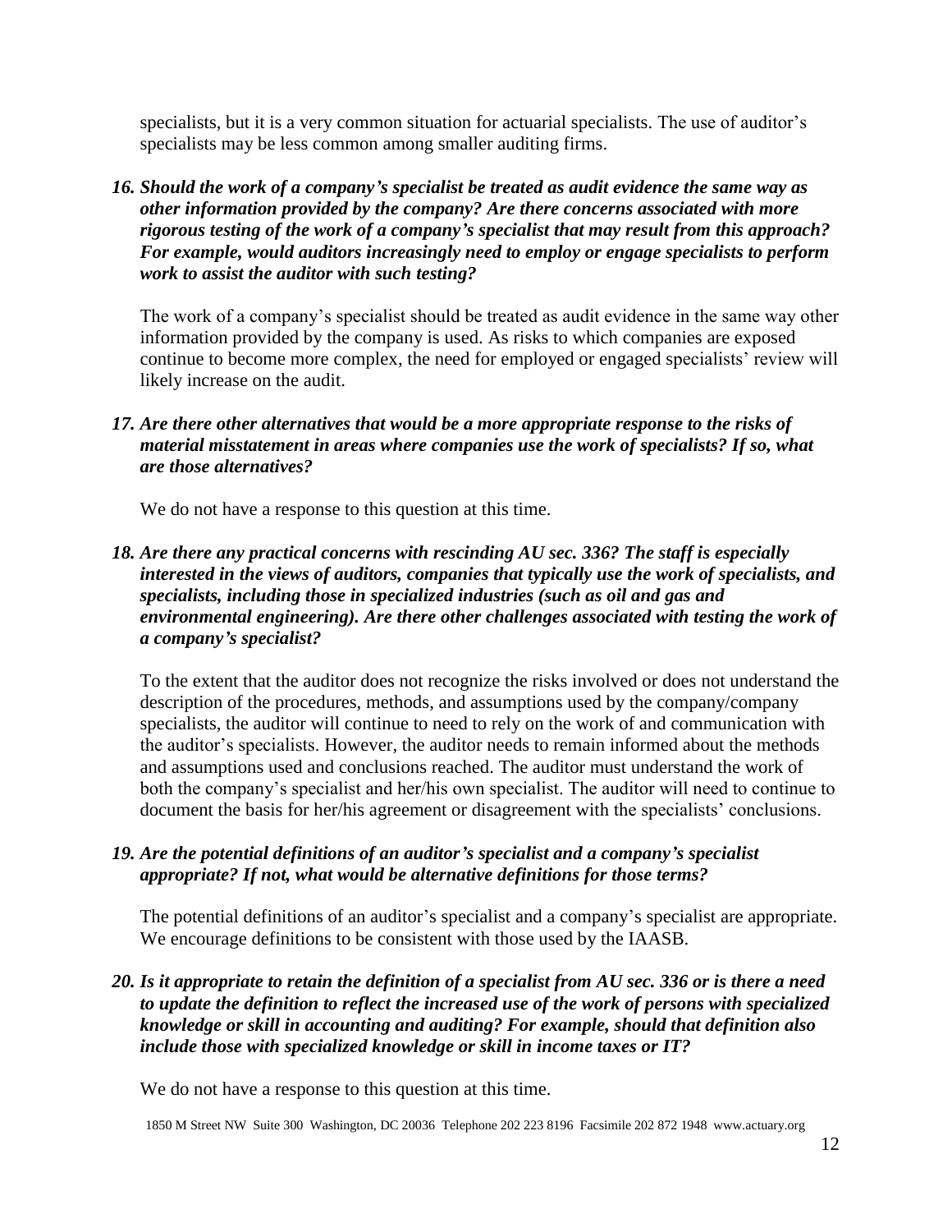specialists, but it is a very common situation for actuarial specialists. The use of auditor's specialists may be less common among smaller auditing firms.

***16. Should the work of a company's specialist be treated as audit evidence the same way as other information provided by the company? Are there concerns associated with more rigorous testing of the work of a company's specialist that may result from this approach? For example, would auditors increasingly need to employ or engage specialists to perform work to assist the auditor with such testing?***

The work of a company's specialist should be treated as audit evidence in the same way other information provided by the company is used. As risks to which companies are exposed continue to become more complex, the need for employed or engaged specialists' review will likely increase on the audit.

***17. Are there other alternatives that would be a more appropriate response to the risks of material misstatement in areas where companies use the work of specialists? If so, what are those alternatives?***

We do not have a response to this question at this time.

***18. Are there any practical concerns with rescinding AU sec. 336? The staff is especially interested in the views of auditors, companies that typically use the work of specialists, and specialists, including those in specialized industries (such as oil and gas and environmental engineering). Are there other challenges associated with testing the work of a company's specialist?***

To the extent that the auditor does not recognize the risks involved or does not understand the description of the procedures, methods, and assumptions used by the company/company specialists, the auditor will continue to need to rely on the work of and communication with the auditor's specialists. However, the auditor needs to remain informed about the methods and assumptions used and conclusions reached. The auditor must understand the work of both the company's specialist and her/his own specialist. The auditor will need to continue to document the basis for her/his agreement or disagreement with the specialists' conclusions.

***19. Are the potential definitions of an auditor's specialist and a company's specialist appropriate? If not, what would be alternative definitions for those terms?***

The potential definitions of an auditor's specialist and a company's specialist are appropriate. We encourage definitions to be consistent with those used by the IAASB.

***20. Is it appropriate to retain the definition of a specialist from AU sec. 336 or is there a need to update the definition to reflect the increased use of the work of persons with specialized knowledge or skill in accounting and auditing? For example, should that definition also include those with specialized knowledge or skill in income taxes or IT?***

We do not have a response to this question at this time.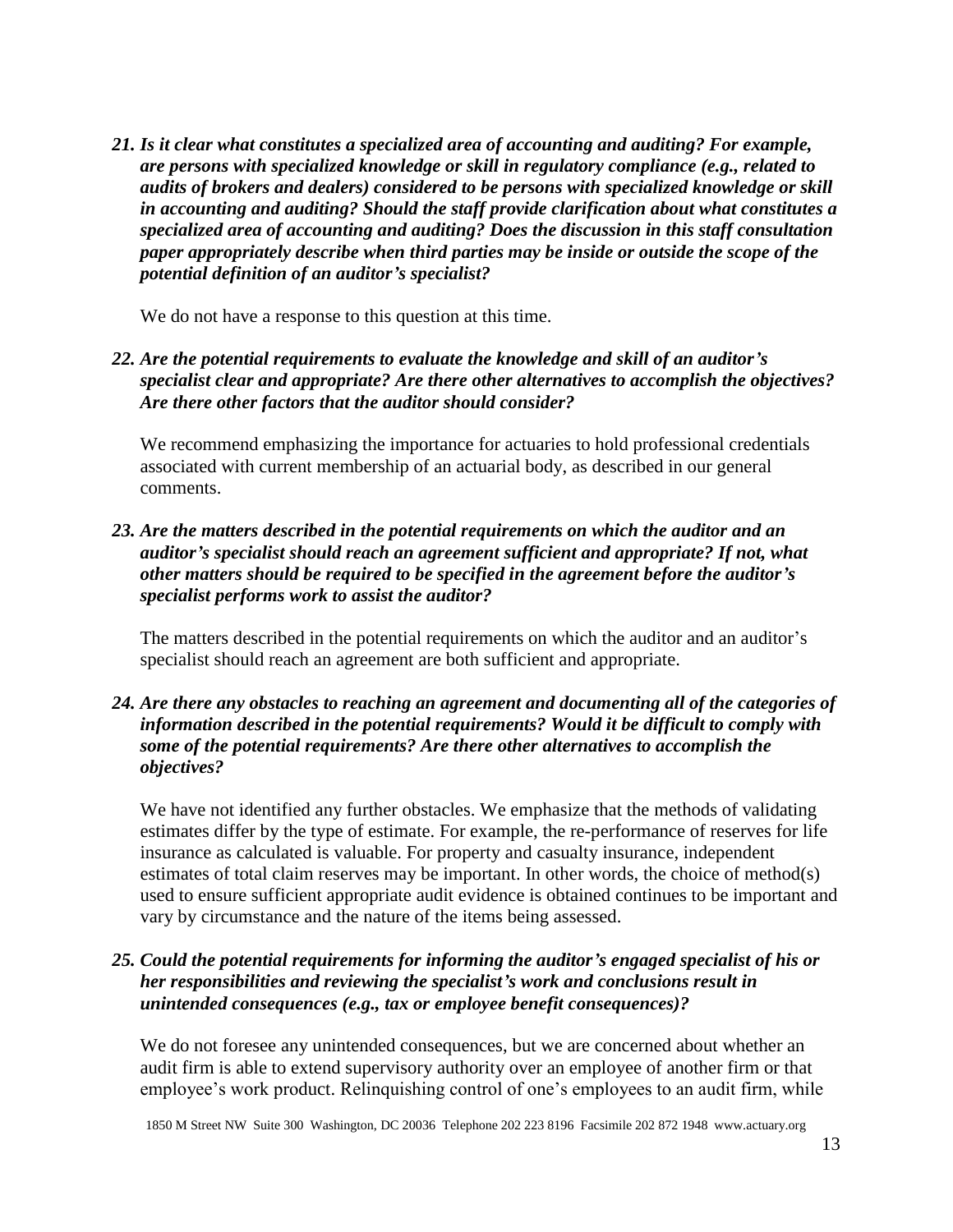***21. Is it clear what constitutes a specialized area of accounting and auditing? For example, are persons with specialized knowledge or skill in regulatory compliance (e.g., related to audits of brokers and dealers) considered to be persons with specialized knowledge or skill in accounting and auditing? Should the staff provide clarification about what constitutes a specialized area of accounting and auditing? Does the discussion in this staff consultation paper appropriately describe when third parties may be inside or outside the scope of the potential definition of an auditor's specialist?***

We do not have a response to this question at this time.

***22. Are the potential requirements to evaluate the knowledge and skill of an auditor's specialist clear and appropriate? Are there other alternatives to accomplish the objectives? Are there other factors that the auditor should consider?***

We recommend emphasizing the importance for actuaries to hold professional credentials associated with current membership of an actuarial body, as described in our general comments.

***23. Are the matters described in the potential requirements on which the auditor and an auditor's specialist should reach an agreement sufficient and appropriate? If not, what other matters should be required to be specified in the agreement before the auditor's specialist performs work to assist the auditor?***

The matters described in the potential requirements on which the auditor and an auditor's specialist should reach an agreement are both sufficient and appropriate.

***24. Are there any obstacles to reaching an agreement and documenting all of the categories of information described in the potential requirements? Would it be difficult to comply with some of the potential requirements? Are there other alternatives to accomplish the objectives?***

We have not identified any further obstacles. We emphasize that the methods of validating estimates differ by the type of estimate. For example, the re-performance of reserves for life insurance as calculated is valuable. For property and casualty insurance, independent estimates of total claim reserves may be important. In other words, the choice of method(s) used to ensure sufficient appropriate audit evidence is obtained continues to be important and vary by circumstance and the nature of the items being assessed.

***25. Could the potential requirements for informing the auditor's engaged specialist of his or her responsibilities and reviewing the specialist's work and conclusions result in unintended consequences (e.g., tax or employee benefit consequences)?***

We do not foresee any unintended consequences, but we are concerned about whether an audit firm is able to extend supervisory authority over an employee of another firm or that employee's work product. Relinquishing control of one's employees to an audit firm, while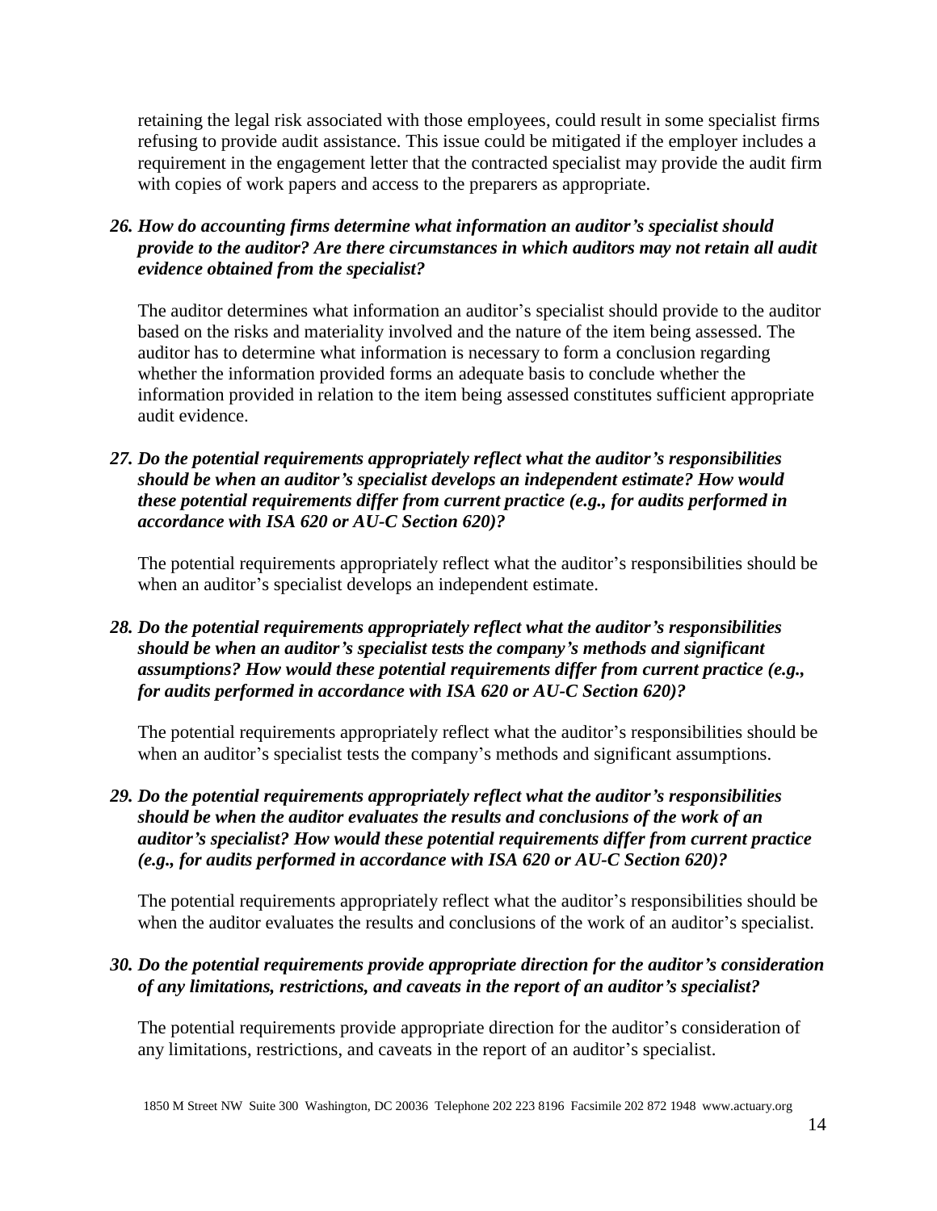retaining the legal risk associated with those employees, could result in some specialist firms refusing to provide audit assistance. This issue could be mitigated if the employer includes a requirement in the engagement letter that the contracted specialist may provide the audit firm with copies of work papers and access to the preparers as appropriate.

***26. How do accounting firms determine what information an auditor's specialist should provide to the auditor? Are there circumstances in which auditors may not retain all audit evidence obtained from the specialist?***

The auditor determines what information an auditor's specialist should provide to the auditor based on the risks and materiality involved and the nature of the item being assessed. The auditor has to determine what information is necessary to form a conclusion regarding whether the information provided forms an adequate basis to conclude whether the information provided in relation to the item being assessed constitutes sufficient appropriate audit evidence.

***27. Do the potential requirements appropriately reflect what the auditor's responsibilities should be when an auditor's specialist develops an independent estimate? How would these potential requirements differ from current practice (e.g., for audits performed in accordance with ISA 620 or AU-C Section 620)?***

The potential requirements appropriately reflect what the auditor's responsibilities should be when an auditor's specialist develops an independent estimate.

***28. Do the potential requirements appropriately reflect what the auditor's responsibilities should be when an auditor's specialist tests the company's methods and significant assumptions? How would these potential requirements differ from current practice (e.g., for audits performed in accordance with ISA 620 or AU-C Section 620)?***

The potential requirements appropriately reflect what the auditor's responsibilities should be when an auditor's specialist tests the company's methods and significant assumptions.

***29. Do the potential requirements appropriately reflect what the auditor's responsibilities should be when the auditor evaluates the results and conclusions of the work of an auditor's specialist? How would these potential requirements differ from current practice (e.g., for audits performed in accordance with ISA 620 or AU-C Section 620)?***

The potential requirements appropriately reflect what the auditor's responsibilities should be when the auditor evaluates the results and conclusions of the work of an auditor's specialist.

***30. Do the potential requirements provide appropriate direction for the auditor's consideration of any limitations, restrictions, and caveats in the report of an auditor's specialist?***

The potential requirements provide appropriate direction for the auditor's consideration of any limitations, restrictions, and caveats in the report of an auditor's specialist.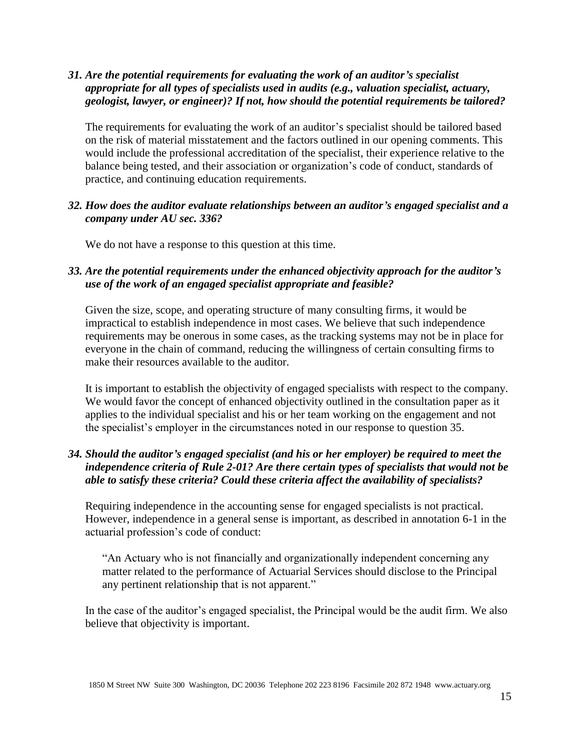***31. Are the potential requirements for evaluating the work of an auditor's specialist appropriate for all types of specialists used in audits (e.g., valuation specialist, actuary, geologist, lawyer, or engineer)? If not, how should the potential requirements be tailored?***

The requirements for evaluating the work of an auditor's specialist should be tailored based on the risk of material misstatement and the factors outlined in our opening comments. This would include the professional accreditation of the specialist, their experience relative to the balance being tested, and their association or organization's code of conduct, standards of practice, and continuing education requirements.

***32. How does the auditor evaluate relationships between an auditor's engaged specialist and a company under AU sec. 336?***

We do not have a response to this question at this time.

***33. Are the potential requirements under the enhanced objectivity approach for the auditor's use of the work of an engaged specialist appropriate and feasible?***

Given the size, scope, and operating structure of many consulting firms, it would be impractical to establish independence in most cases. We believe that such independence requirements may be onerous in some cases, as the tracking systems may not be in place for everyone in the chain of command, reducing the willingness of certain consulting firms to make their resources available to the auditor.

It is important to establish the objectivity of engaged specialists with respect to the company. We would favor the concept of enhanced objectivity outlined in the consultation paper as it applies to the individual specialist and his or her team working on the engagement and not the specialist's employer in the circumstances noted in our response to question 35.

***34. Should the auditor's engaged specialist (and his or her employer) be required to meet the independence criteria of Rule 2-01? Are there certain types of specialists that would not be able to satisfy these criteria? Could these criteria affect the availability of specialists?***

Requiring independence in the accounting sense for engaged specialists is not practical. However, independence in a general sense is important, as described in annotation 6-1 in the actuarial profession's code of conduct:

> "An Actuary who is not financially and organizationally independent concerning any matter related to the performance of Actuarial Services should disclose to the Principal any pertinent relationship that is not apparent."

In the case of the auditor's engaged specialist, the Principal would be the audit firm. We also believe that objectivity is important.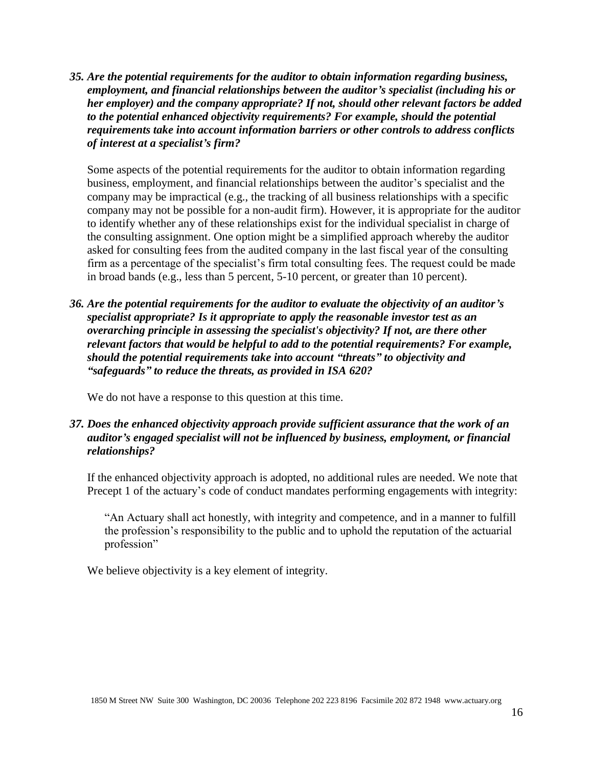***35. Are the potential requirements for the auditor to obtain information regarding business, employment, and financial relationships between the auditor's specialist (including his or her employer) and the company appropriate? If not, should other relevant factors be added to the potential enhanced objectivity requirements? For example, should the potential requirements take into account information barriers or other controls to address conflicts of interest at a specialist's firm?***

Some aspects of the potential requirements for the auditor to obtain information regarding business, employment, and financial relationships between the auditor's specialist and the company may be impractical (e.g., the tracking of all business relationships with a specific company may not be possible for a non-audit firm). However, it is appropriate for the auditor to identify whether any of these relationships exist for the individual specialist in charge of the consulting assignment. One option might be a simplified approach whereby the auditor asked for consulting fees from the audited company in the last fiscal year of the consulting firm as a percentage of the specialist's firm total consulting fees. The request could be made in broad bands (e.g., less than 5 percent, 5-10 percent, or greater than 10 percent).

***36. Are the potential requirements for the auditor to evaluate the objectivity of an auditor's specialist appropriate? Is it appropriate to apply the reasonable investor test as an overarching principle in assessing the specialist's objectivity? If not, are there other relevant factors that would be helpful to add to the potential requirements? For example, should the potential requirements take into account "threats" to objectivity and "safeguards" to reduce the threats, as provided in ISA 620?***

We do not have a response to this question at this time.

***37. Does the enhanced objectivity approach provide sufficient assurance that the work of an auditor's engaged specialist will not be influenced by business, employment, or financial relationships?***

If the enhanced objectivity approach is adopted, no additional rules are needed. We note that Precept 1 of the actuary's code of conduct mandates performing engagements with integrity:

> "An Actuary shall act honestly, with integrity and competence, and in a manner to fulfill the profession's responsibility to the public and to uphold the reputation of the actuarial profession"

We believe objectivity is a key element of integrity.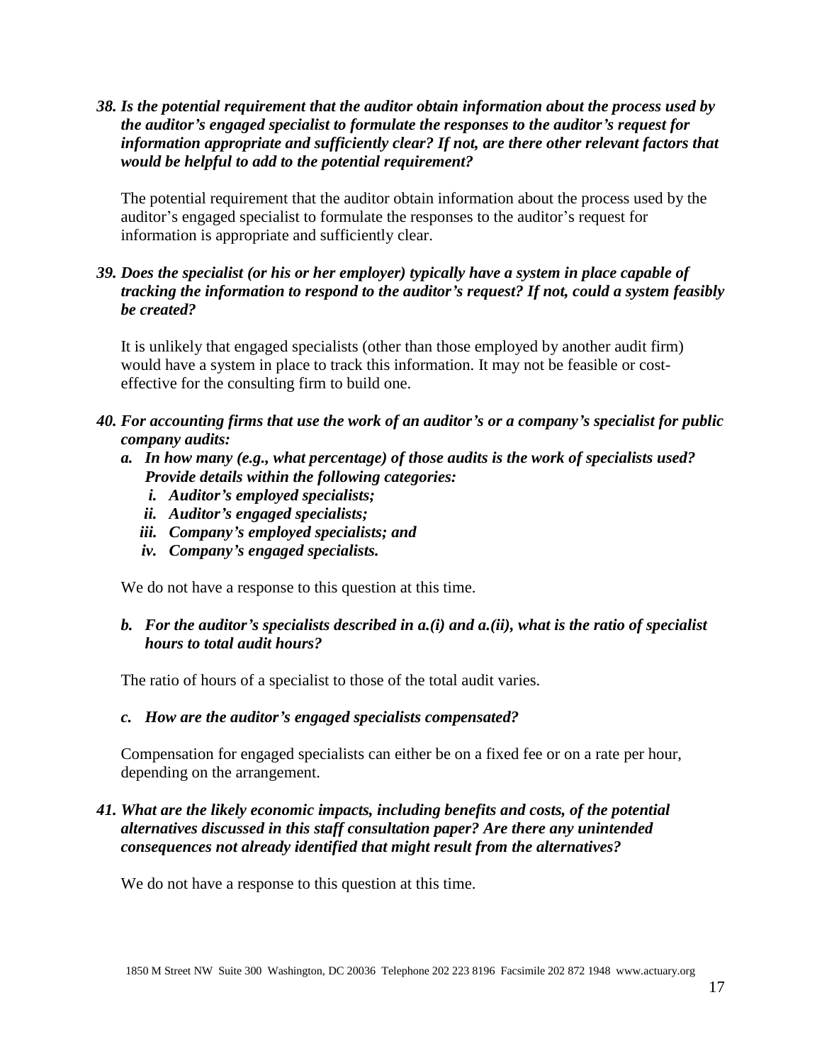***38. Is the potential requirement that the auditor obtain information about the process used by the auditor's engaged specialist to formulate the responses to the auditor's request for information appropriate and sufficiently clear? If not, are there other relevant factors that would be helpful to add to the potential requirement?***

The potential requirement that the auditor obtain information about the process used by the auditor's engaged specialist to formulate the responses to the auditor's request for information is appropriate and sufficiently clear.

***39. Does the specialist (or his or her employer) typically have a system in place capable of tracking the information to respond to the auditor's request? If not, could a system feasibly be created?***

It is unlikely that engaged specialists (other than those employed by another audit firm) would have a system in place to track this information. It may not be feasible or cost-effective for the consulting firm to build one.

***40. For accounting firms that use the work of an auditor's or a company's specialist for public company audits:***

- ***a. In how many (e.g., what percentage) of those audits is the work of specialists used? Provide details within the following categories:***
  - ***i. Auditor's employed specialists;***
  - ***ii. Auditor's engaged specialists;***
  - ***iii. Company's employed specialists; and***
  - ***iv. Company's engaged specialists.***

We do not have a response to this question at this time.

- ***b. For the auditor's specialists described in a.(i) and a.(ii), what is the ratio of specialist hours to total audit hours?***

The ratio of hours of a specialist to those of the total audit varies.

- ***c. How are the auditor's engaged specialists compensated?***

Compensation for engaged specialists can either be on a fixed fee or on a rate per hour, depending on the arrangement.

***41. What are the likely economic impacts, including benefits and costs, of the potential alternatives discussed in this staff consultation paper? Are there any unintended consequences not already identified that might result from the alternatives?***

We do not have a response to this question at this time.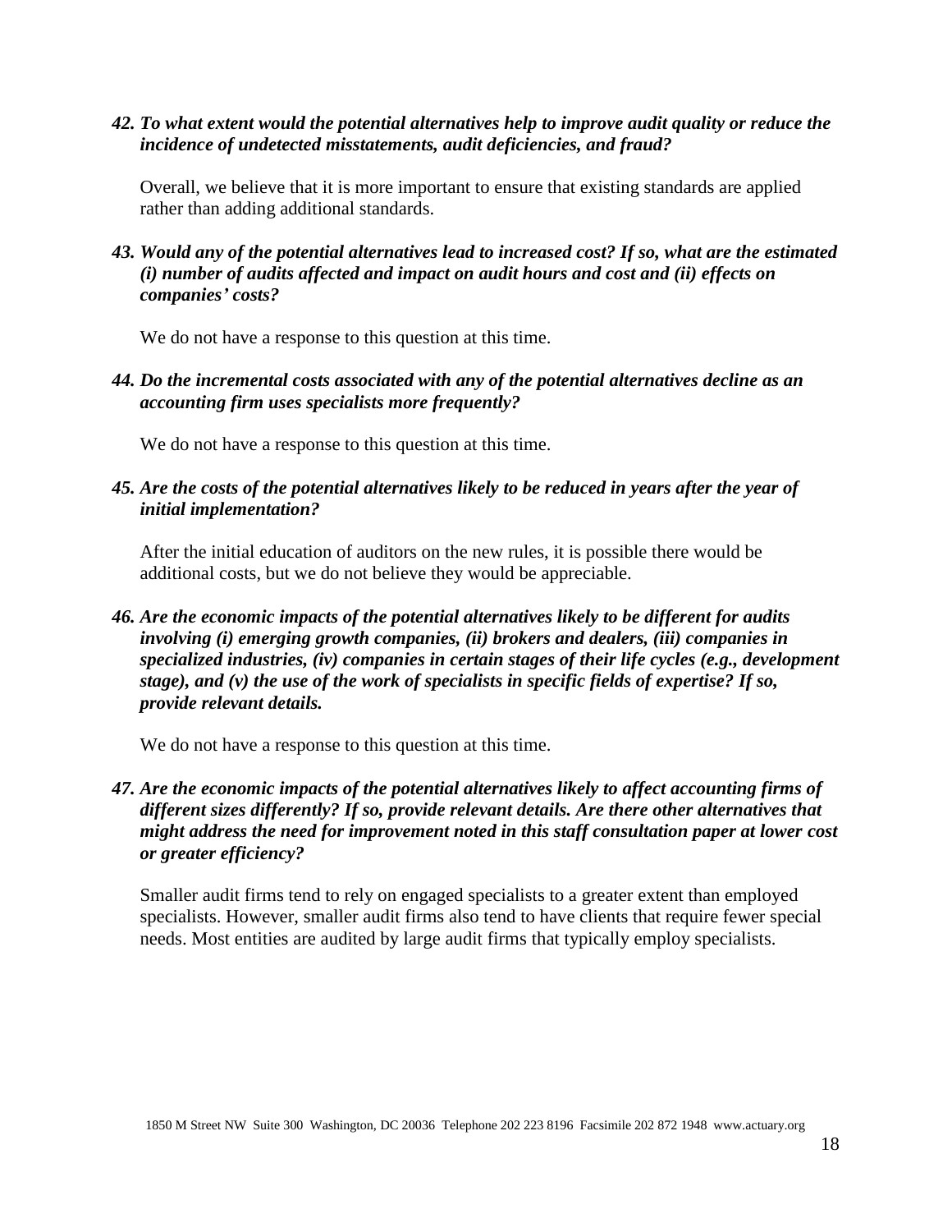***42. To what extent would the potential alternatives help to improve audit quality or reduce the incidence of undetected misstatements, audit deficiencies, and fraud?***

Overall, we believe that it is more important to ensure that existing standards are applied rather than adding additional standards.

***43. Would any of the potential alternatives lead to increased cost? If so, what are the estimated (i) number of audits affected and impact on audit hours and cost and (ii) effects on companies' costs?***

We do not have a response to this question at this time.

***44. Do the incremental costs associated with any of the potential alternatives decline as an accounting firm uses specialists more frequently?***

We do not have a response to this question at this time.

***45. Are the costs of the potential alternatives likely to be reduced in years after the year of initial implementation?***

After the initial education of auditors on the new rules, it is possible there would be additional costs, but we do not believe they would be appreciable.

***46. Are the economic impacts of the potential alternatives likely to be different for audits involving (i) emerging growth companies, (ii) brokers and dealers, (iii) companies in specialized industries, (iv) companies in certain stages of their life cycles (e.g., development stage), and (v) the use of the work of specialists in specific fields of expertise? If so, provide relevant details.***

We do not have a response to this question at this time.

***47. Are the economic impacts of the potential alternatives likely to affect accounting firms of different sizes differently? If so, provide relevant details. Are there other alternatives that might address the need for improvement noted in this staff consultation paper at lower cost or greater efficiency?***

Smaller audit firms tend to rely on engaged specialists to a greater extent than employed specialists. However, smaller audit firms also tend to have clients that require fewer special needs. Most entities are audited by large audit firms that typically employ specialists.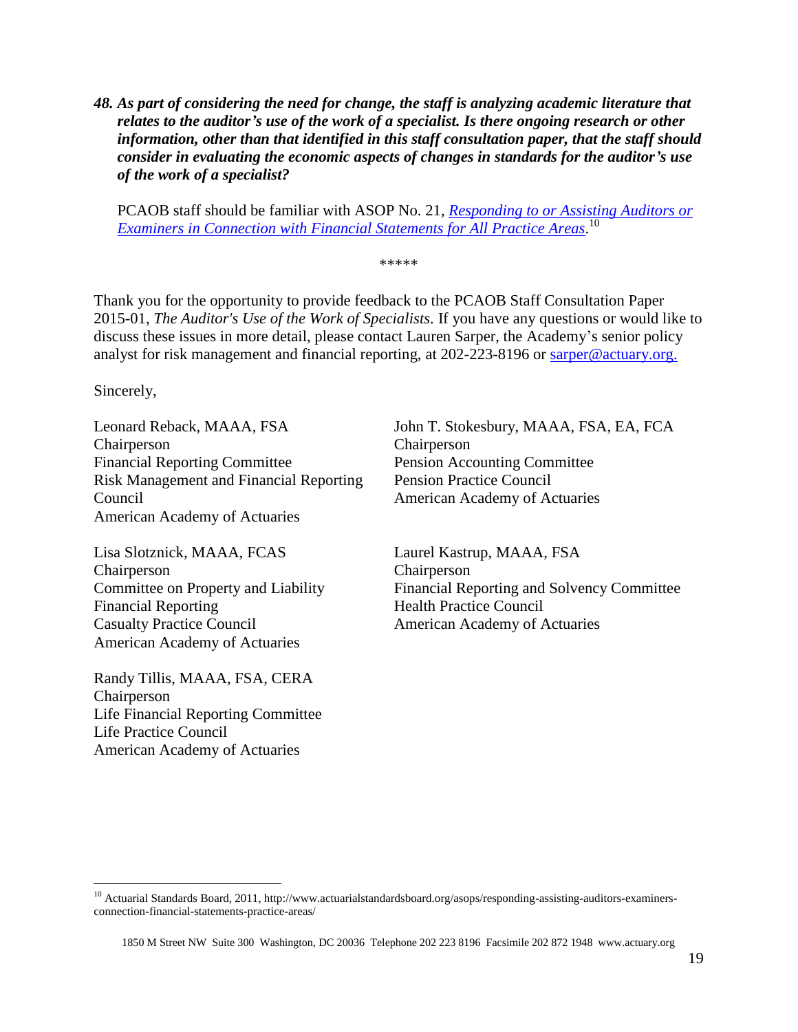***48. As part of considering the need for change, the staff is analyzing academic literature that relates to the auditor's use of the work of a specialist. Is there ongoing research or other information, other than that identified in this staff consultation paper, that the staff should consider in evaluating the economic aspects of changes in standards for the auditor's use of the work of a specialist?***

PCAOB staff should be familiar with ASOP No. 21, *Responding to or Assisting Auditors or Examiners in Connection with Financial Statements for All Practice Areas*.[10]

\*\*\*\*\*

Thank you for the opportunity to provide feedback to the PCAOB Staff Consultation Paper 2015-01, *The Auditor's Use of the Work of Specialists*. If you have any questions or would like to discuss these issues in more detail, please contact Lauren Sarper, the Academy's senior policy analyst for risk management and financial reporting, at 202-223-8196 or sarper@actuary.org.

Sincerely,

Leonard Reback, MAAA, FSA
Chairperson
Financial Reporting Committee
Risk Management and Financial Reporting Council
American Academy of Actuaries

John T. Stokesbury, MAAA, FSA, EA, FCA
Chairperson
Pension Accounting Committee
Pension Practice Council
American Academy of Actuaries

Lisa Slotznick, MAAA, FCAS
Chairperson
Committee on Property and Liability Financial Reporting
Casualty Practice Council
American Academy of Actuaries

Laurel Kastrup, MAAA, FSA
Chairperson
Financial Reporting and Solvency Committee
Health Practice Council
American Academy of Actuaries

Randy Tillis, MAAA, FSA, CERA
Chairperson
Life Financial Reporting Committee
Life Practice Council
American Academy of Actuaries

---

[10] Actuarial Standards Board, 2011, http://www.actuarialstandardsboard.org/asops/responding-assisting-auditors-examiners-connection-financial-statements-practice-areas/

1850 M Street NW Suite 300 Washington, DC 20036 Telephone 202 223 8196 Facsimile 202 872 1948 www.actuary.org